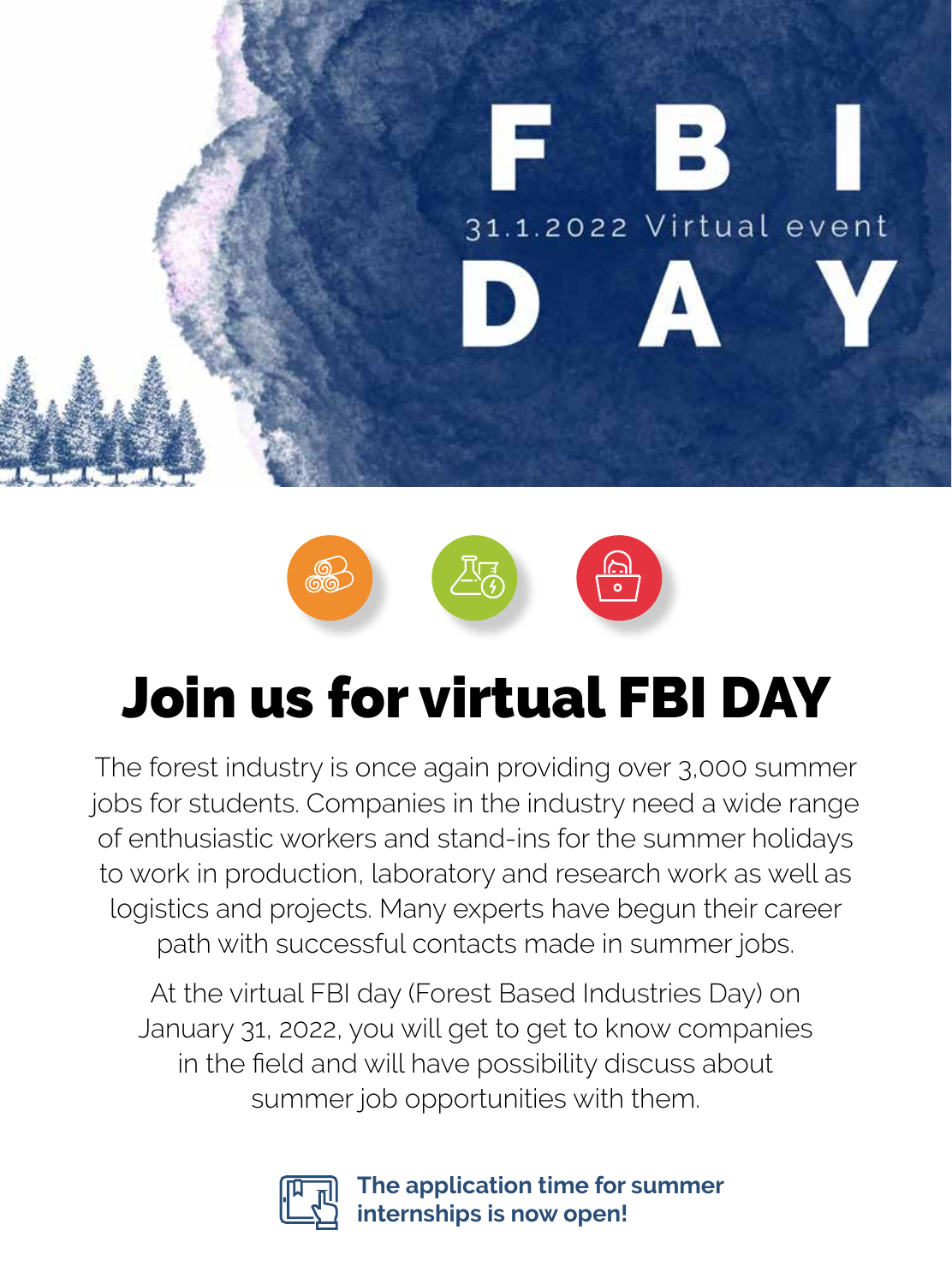# FBI DAY

31.1.2022 Virtual event

## Join us for virtual FBI DAY

The forest industry is once again providing over 3,000 summer jobs for students. Companies in the industry need a wide range of enthusiastic workers and stand-ins for the summer holidays to work in production, laboratory and research work as well as logistics and projects. Many experts have begun their career path with successful contacts made in summer jobs.

At the virtual FBI day (Forest Based Industries Day) on January 31, 2022, you will get to get to know companies in the field and will have possibility discuss about summer job opportunities with them.

**The application time for summer internships is now open!**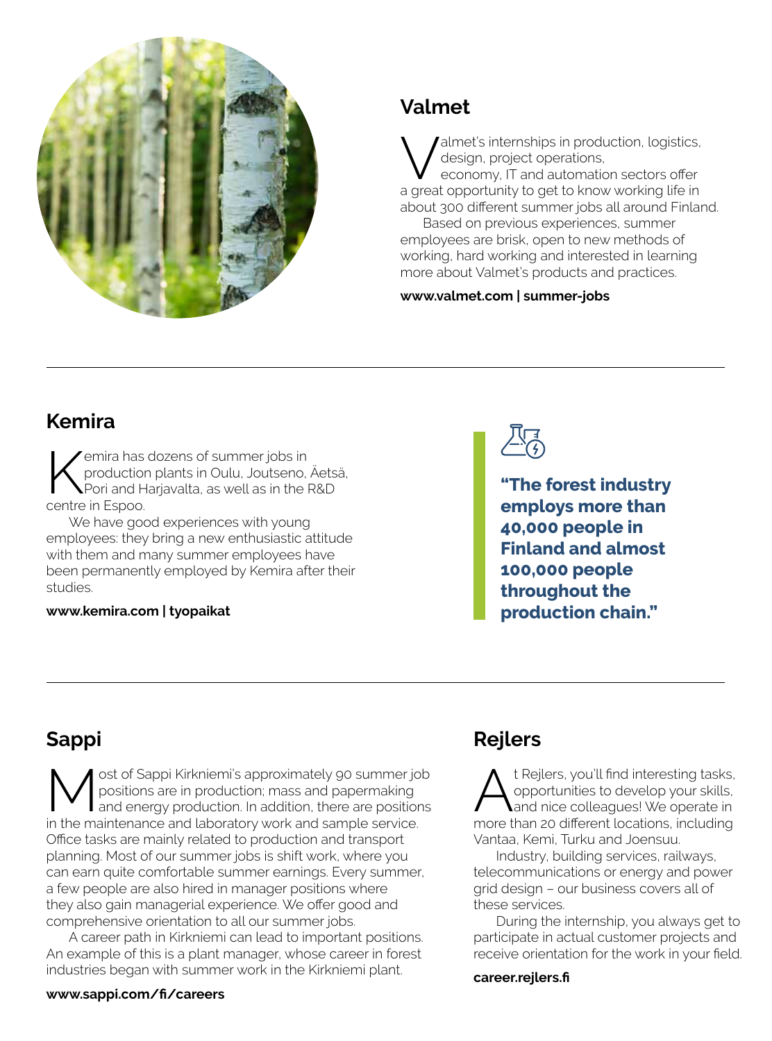## Valmet

Valmet's internships in production, logistics, design, project operations, economy, IT and automation sectors offer a great opportunity to get to know working life in about 300 different summer jobs all around Finland.

Based on previous experiences, summer employees are brisk, open to new methods of working, hard working and interested in learning more about Valmet's products and practices.

**www.valmet.com | summer-jobs**

---

## Kemira

Kemira has dozens of summer jobs in production plants in Oulu, Joutseno, Äetsä, Pori and Harjavalta, as well as in the R&D centre in Espoo.

We have good experiences with young employees: they bring a new enthusiastic attitude with them and many summer employees have been permanently employed by Kemira after their studies.

**www.kemira.com | tyopaikat**

> **"The forest industry employs more than 40,000 people in Finland and almost 100,000 people throughout the production chain."**

---

## Sappi

Most of Sappi Kirkniemi's approximately 90 summer job positions are in production; mass and papermaking and energy production. In addition, there are positions in the maintenance and laboratory work and sample service. Office tasks are mainly related to production and transport planning. Most of our summer jobs is shift work, where you can earn quite comfortable summer earnings. Every summer, a few people are also hired in manager positions where they also gain managerial experience. We offer good and comprehensive orientation to all our summer jobs.

A career path in Kirkniemi can lead to important positions. An example of this is a plant manager, whose career in forest industries began with summer work in the Kirkniemi plant.

**www.sappi.com/fi/careers**

## Rejlers

At Rejlers, you'll find interesting tasks, opportunities to develop your skills, and nice colleagues! We operate in more than 20 different locations, including Vantaa, Kemi, Turku and Joensuu.

Industry, building services, railways, telecommunications or energy and power grid design – our business covers all of these services.

During the internship, you always get to participate in actual customer projects and receive orientation for the work in your field.

**career.rejlers.fi**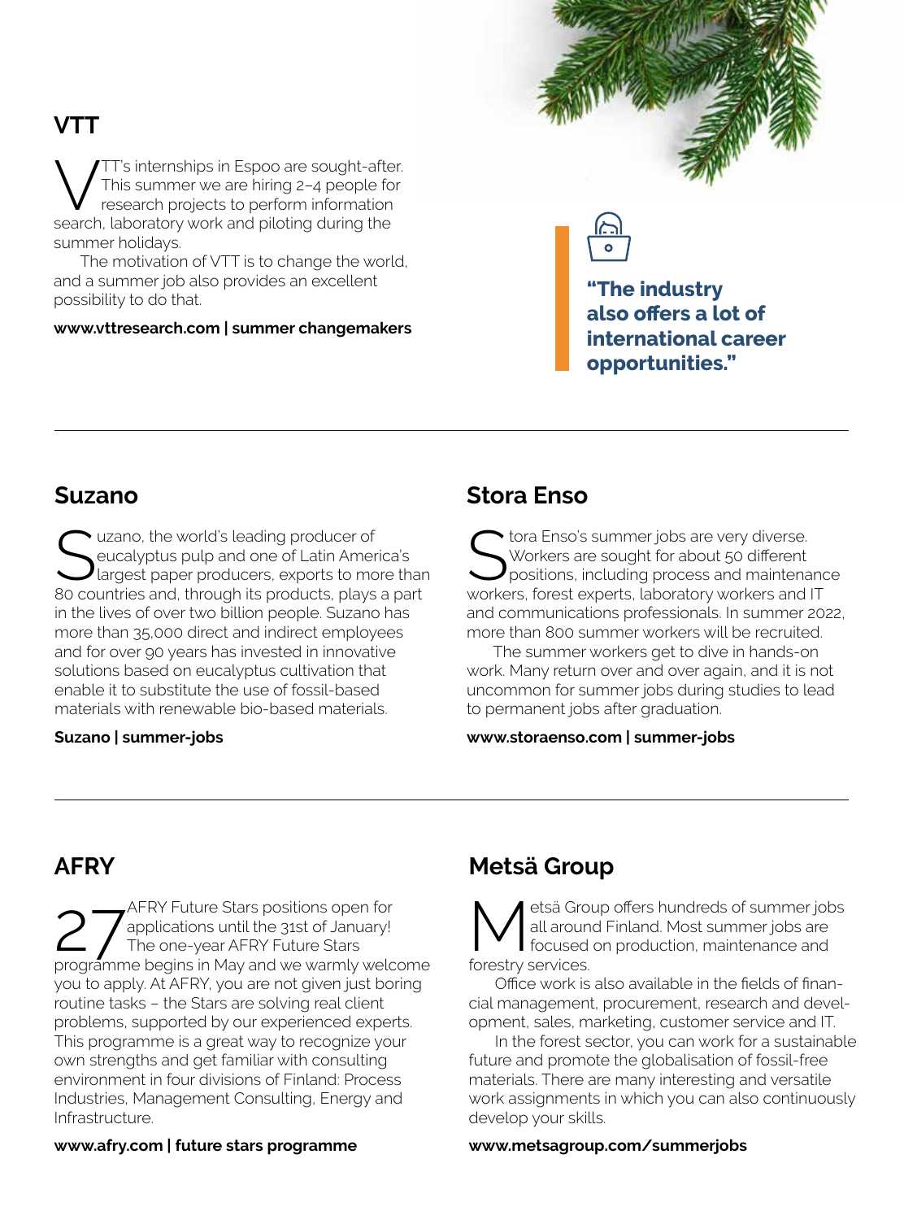## VTT

VTT's internships in Espoo are sought-after. This summer we are hiring 2–4 people for research projects to perform information search, laboratory work and piloting during the summer holidays.

The motivation of VTT is to change the world, and a summer job also provides an excellent possibility to do that.

**www.vttresearch.com | summer changemakers**

**"The industry also offers a lot of international career opportunities."**

---

## Suzano

Suzano, the world's leading producer of eucalyptus pulp and one of Latin America's largest paper producers, exports to more than 80 countries and, through its products, plays a part in the lives of over two billion people. Suzano has more than 35,000 direct and indirect employees and for over 90 years has invested in innovative solutions based on eucalyptus cultivation that enable it to substitute the use of fossil-based materials with renewable bio-based materials.

**Suzano | summer-jobs**

## Stora Enso

Stora Enso's summer jobs are very diverse. Workers are sought for about 50 different positions, including process and maintenance workers, forest experts, laboratory workers and IT and communications professionals. In summer 2022, more than 800 summer workers will be recruited.

The summer workers get to dive in hands-on work. Many return over and over again, and it is not uncommon for summer jobs during studies to lead to permanent jobs after graduation.

**www.storaenso.com | summer-jobs**

---

## AFRY

27 AFRY Future Stars positions open for applications until the 31st of January! The one-year AFRY Future Stars programme begins in May and we warmly welcome you to apply. At AFRY, you are not given just boring routine tasks – the Stars are solving real client problems, supported by our experienced experts. This programme is a great way to recognize your own strengths and get familiar with consulting environment in four divisions of Finland: Process Industries, Management Consulting, Energy and Infrastructure.

**www.afry.com | future stars programme**

## Metsä Group

Metsä Group offers hundreds of summer jobs all around Finland. Most summer jobs are focused on production, maintenance and forestry services.

Office work is also available in the fields of financial management, procurement, research and development, sales, marketing, customer service and IT.

In the forest sector, you can work for a sustainable future and promote the globalisation of fossil-free materials. There are many interesting and versatile work assignments in which you can also continuously develop your skills.

**www.metsagroup.com/summerjobs**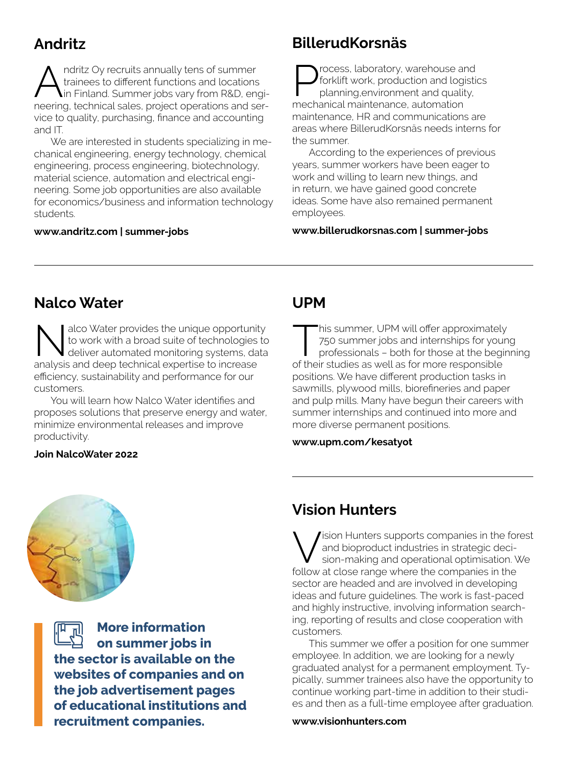## Andritz

Andritz Oy recruits annually tens of summer trainees to different functions and locations in Finland. Summer jobs vary from R&D, engineering, technical sales, project operations and service to quality, purchasing, finance and accounting and IT.

We are interested in students specializing in mechanical engineering, energy technology, chemical engineering, process engineering, biotechnology, material science, automation and electrical engineering. Some job opportunities are also available for economics/business and information technology students.

**www.andritz.com | summer-jobs**

## BillerudKorsnäs

Process, laboratory, warehouse and forklift work, production and logistics planning,environment and quality, mechanical maintenance, automation maintenance, HR and communications are areas where BillerudKorsnäs needs interns for the summer.

According to the experiences of previous years, summer workers have been eager to work and willing to learn new things, and in return, we have gained good concrete ideas. Some have also remained permanent employees.

**www.billerudkorsnas.com | summer-jobs**

## Nalco Water

Nalco Water provides the unique opportunity to work with a broad suite of technologies to deliver automated monitoring systems, data analysis and deep technical expertise to increase efficiency, sustainability and performance for our customers.

You will learn how Nalco Water identifies and proposes solutions that preserve energy and water, minimize environmental releases and improve productivity.

**Join NalcoWater 2022**

## UPM

This summer, UPM will offer approximately 750 summer jobs and internships for young professionals – both for those at the beginning of their studies as well as for more responsible positions. We have different production tasks in sawmills, plywood mills, biorefineries and paper and pulp mills. Many have begun their careers with summer internships and continued into more and more diverse permanent positions.

**www.upm.com/kesatyot**

**More information on summer jobs in the sector is available on the websites of companies and on the job advertisement pages of educational institutions and recruitment companies.**

## Vision Hunters

Vision Hunters supports companies in the forest and bioproduct industries in strategic decision-making and operational optimisation. We follow at close range where the companies in the sector are headed and are involved in developing ideas and future guidelines. The work is fast-paced and highly instructive, involving information searching, reporting of results and close cooperation with customers.

This summer we offer a position for one summer employee. In addition, we are looking for a newly graduated analyst for a permanent employment. Typically, summer trainees also have the opportunity to continue working part-time in addition to their studies and then as a full-time employee after graduation.

**www.visionhunters.com**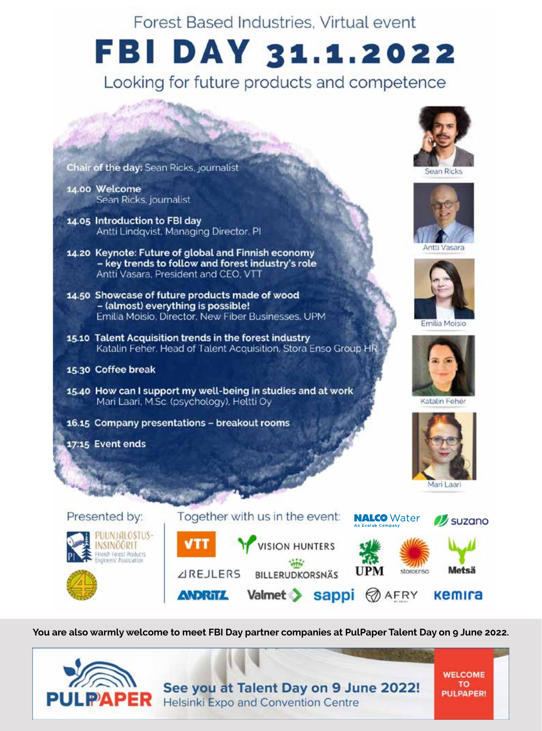Forest Based Industries, Virtual event

# FBI DAY 31.1.2022

## Looking for future products and competence

**Chair of the day:** Sean Ricks, journalist

**14.00 Welcome**
Sean Ricks, journalist

**14.05 Introduction to FBI day**
Antti Lindqvist, Managing Director, PI

**14.20 Keynote: Future of global and Finnish economy – key trends to follow and forest industry's role**
Antti Vasara, President and CEO, VTT

**14.50 Showcase of future products made of wood – (almost) everything is possible!**
Emilia Moisio, Director, New Fiber Businesses, UPM

**15.10 Talent Acquisition trends in the forest industry**
Katalin Feher, Head of Talent Acquisition, Stora Enso Group HR

**15.30 Coffee break**

**15.40 How can I support my well-being in studies and at work**
Mari Laari, M.Sc. (psychology), Heltti Oy

**16.15 Company presentations – breakout rooms**

**17:15 Event ends**

Sean Ricks

Antti Vasara

Emilia Moisio

Katalin Fehér

Mari Laari

Presented by:

PUUNJALOSTUSINSINÖÖRIT – Finnish Forest Products Engineers' Association

Together with us in the event:

NALCO Water – An Ecolab Company, suzano, VTT, VISION HUNTERS, REJLERS, BILLERUDKORSNÄS, UPM, storaenso, Metsä, ANDRITZ, Valmet, sappi, AFRY, kemira

**You are also warmly welcome to meet FBI Day partner companies at PulPaper Talent Day on 9 June 2022.**

PULPAPER

**See you at Talent Day on 9 June 2022!**
Helsinki Expo and Convention Centre

**WELCOME TO PULPAPER!**